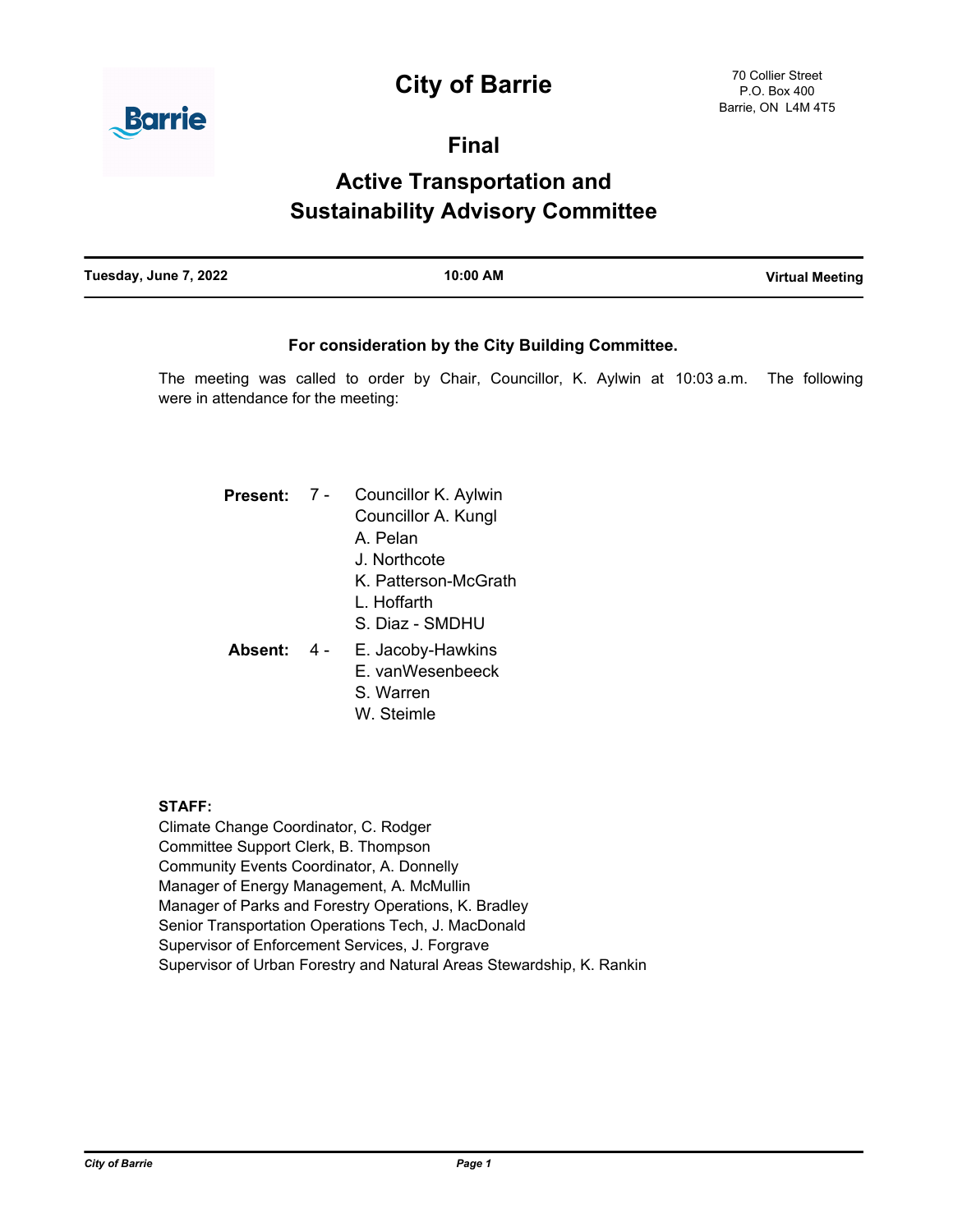# City of Barrie

70 Collier Street
P.O. Box 400
Barrie, ON L4M 4T5

## Final

## Active Transportation and Sustainability Advisory Committee

**Tuesday, June 7, 2022** | **10:00 AM** | **Virtual Meeting**

**For consideration by the City Building Committee.**

The meeting was called to order by Chair, Councillor, K. Aylwin at 10:03 a.m. The following were in attendance for the meeting:

**Present:** 7 -
- Councillor K. Aylwin
- Councillor A. Kungl
- A. Pelan
- J. Northcote
- K. Patterson-McGrath
- L. Hoffarth
- S. Diaz - SMDHU

**Absent:** 4 -
- E. Jacoby-Hawkins
- E. vanWesenbeeck
- S. Warren
- W. Steimle

**STAFF:**

Climate Change Coordinator, C. Rodger
Committee Support Clerk, B. Thompson
Community Events Coordinator, A. Donnelly
Manager of Energy Management, A. McMullin
Manager of Parks and Forestry Operations, K. Bradley
Senior Transportation Operations Tech, J. MacDonald
Supervisor of Enforcement Services, J. Forgrave
Supervisor of Urban Forestry and Natural Areas Stewardship, K. Rankin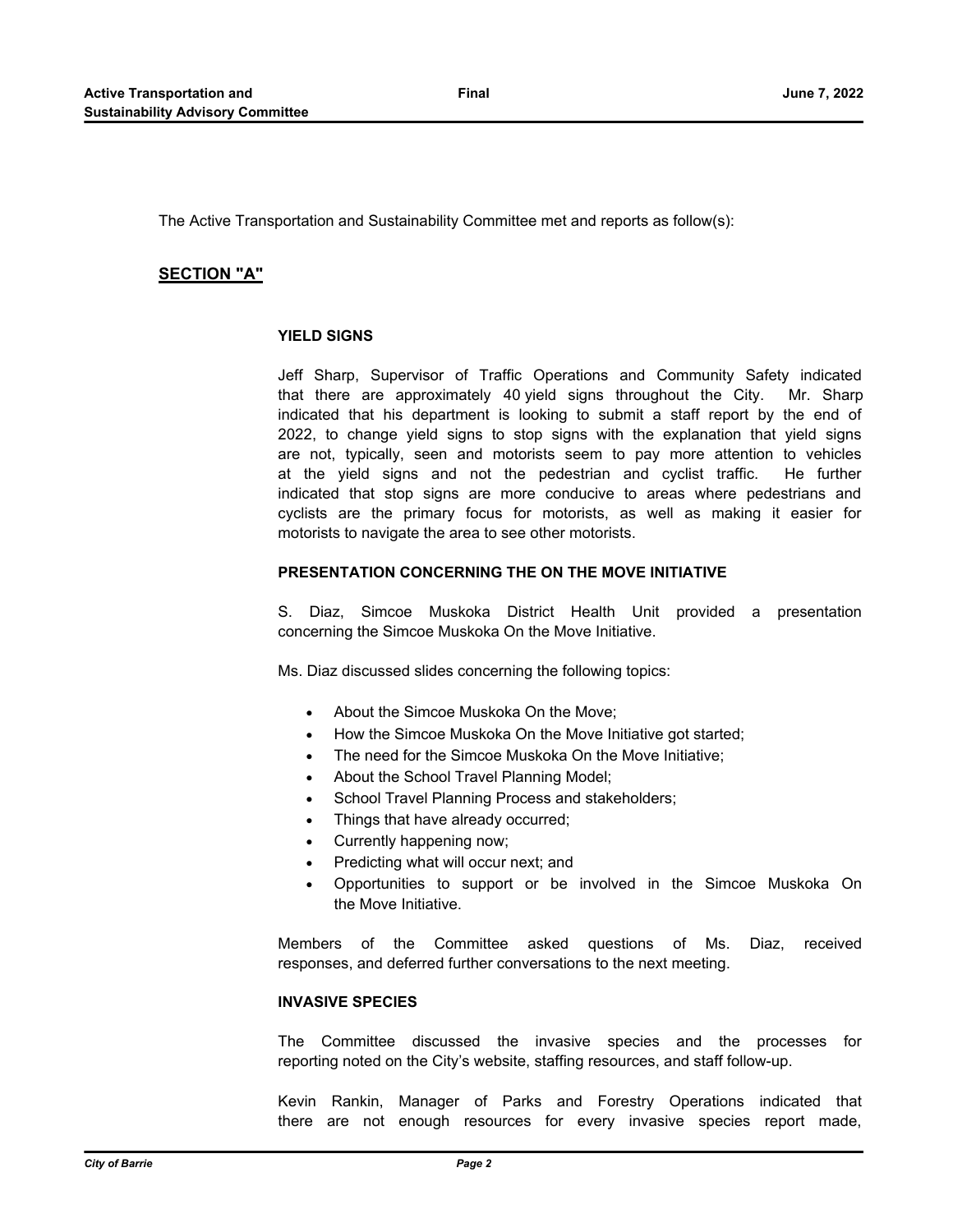The Active Transportation and Sustainability Committee met and reports as follow(s):

## SECTION "A"

### YIELD SIGNS

Jeff Sharp, Supervisor of Traffic Operations and Community Safety indicated that there are approximately 40 yield signs throughout the City. Mr. Sharp indicated that his department is looking to submit a staff report by the end of 2022, to change yield signs to stop signs with the explanation that yield signs are not, typically, seen and motorists seem to pay more attention to vehicles at the yield signs and not the pedestrian and cyclist traffic. He further indicated that stop signs are more conducive to areas where pedestrians and cyclists are the primary focus for motorists, as well as making it easier for motorists to navigate the area to see other motorists.

### PRESENTATION CONCERNING THE ON THE MOVE INITIATIVE

S. Diaz, Simcoe Muskoka District Health Unit provided a presentation concerning the Simcoe Muskoka On the Move Initiative.

Ms. Diaz discussed slides concerning the following topics:

- About the Simcoe Muskoka On the Move;
- How the Simcoe Muskoka On the Move Initiative got started;
- The need for the Simcoe Muskoka On the Move Initiative;
- About the School Travel Planning Model;
- School Travel Planning Process and stakeholders;
- Things that have already occurred;
- Currently happening now;
- Predicting what will occur next; and
- Opportunities to support or be involved in the Simcoe Muskoka On the Move Initiative.

Members of the Committee asked questions of Ms. Diaz, received responses, and deferred further conversations to the next meeting.

### INVASIVE SPECIES

The Committee discussed the invasive species and the processes for reporting noted on the City's website, staffing resources, and staff follow-up.

Kevin Rankin, Manager of Parks and Forestry Operations indicated that there are not enough resources for every invasive species report made,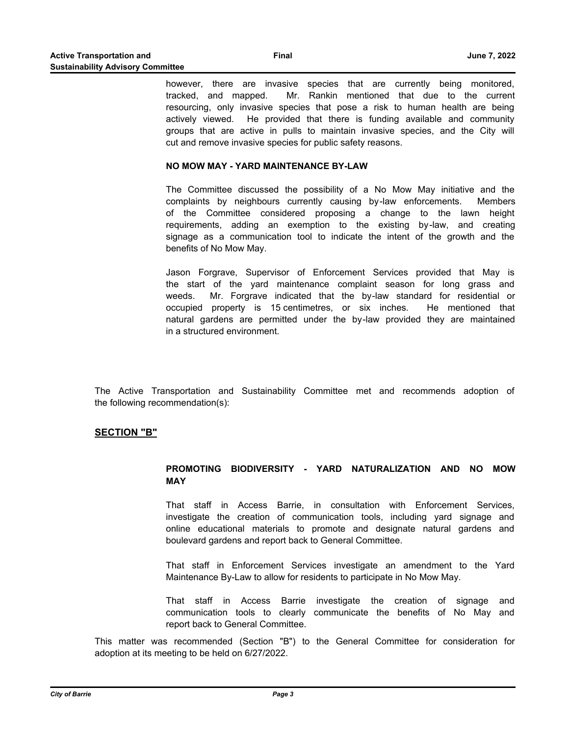however, there are invasive species that are currently being monitored, tracked, and mapped. Mr. Rankin mentioned that due to the current resourcing, only invasive species that pose a risk to human health are being actively viewed. He provided that there is funding available and community groups that are active in pulls to maintain invasive species, and the City will cut and remove invasive species for public safety reasons.

**NO MOW MAY - YARD MAINTENANCE BY-LAW**

The Committee discussed the possibility of a No Mow May initiative and the complaints by neighbours currently causing by-law enforcements. Members of the Committee considered proposing a change to the lawn height requirements, adding an exemption to the existing by-law, and creating signage as a communication tool to indicate the intent of the growth and the benefits of No Mow May.

Jason Forgrave, Supervisor of Enforcement Services provided that May is the start of the yard maintenance complaint season for long grass and weeds. Mr. Forgrave indicated that the by-law standard for residential or occupied property is 15 centimetres, or six inches. He mentioned that natural gardens are permitted under the by-law provided they are maintained in a structured environment.

The Active Transportation and Sustainability Committee met and recommends adoption of the following recommendation(s):

## SECTION "B"

**PROMOTING BIODIVERSITY - YARD NATURALIZATION AND NO MOW MAY**

That staff in Access Barrie, in consultation with Enforcement Services, investigate the creation of communication tools, including yard signage and online educational materials to promote and designate natural gardens and boulevard gardens and report back to General Committee.

That staff in Enforcement Services investigate an amendment to the Yard Maintenance By-Law to allow for residents to participate in No Mow May.

That staff in Access Barrie investigate the creation of signage and communication tools to clearly communicate the benefits of No May and report back to General Committee.

This matter was recommended (Section "B") to the General Committee for consideration for adoption at its meeting to be held on 6/27/2022.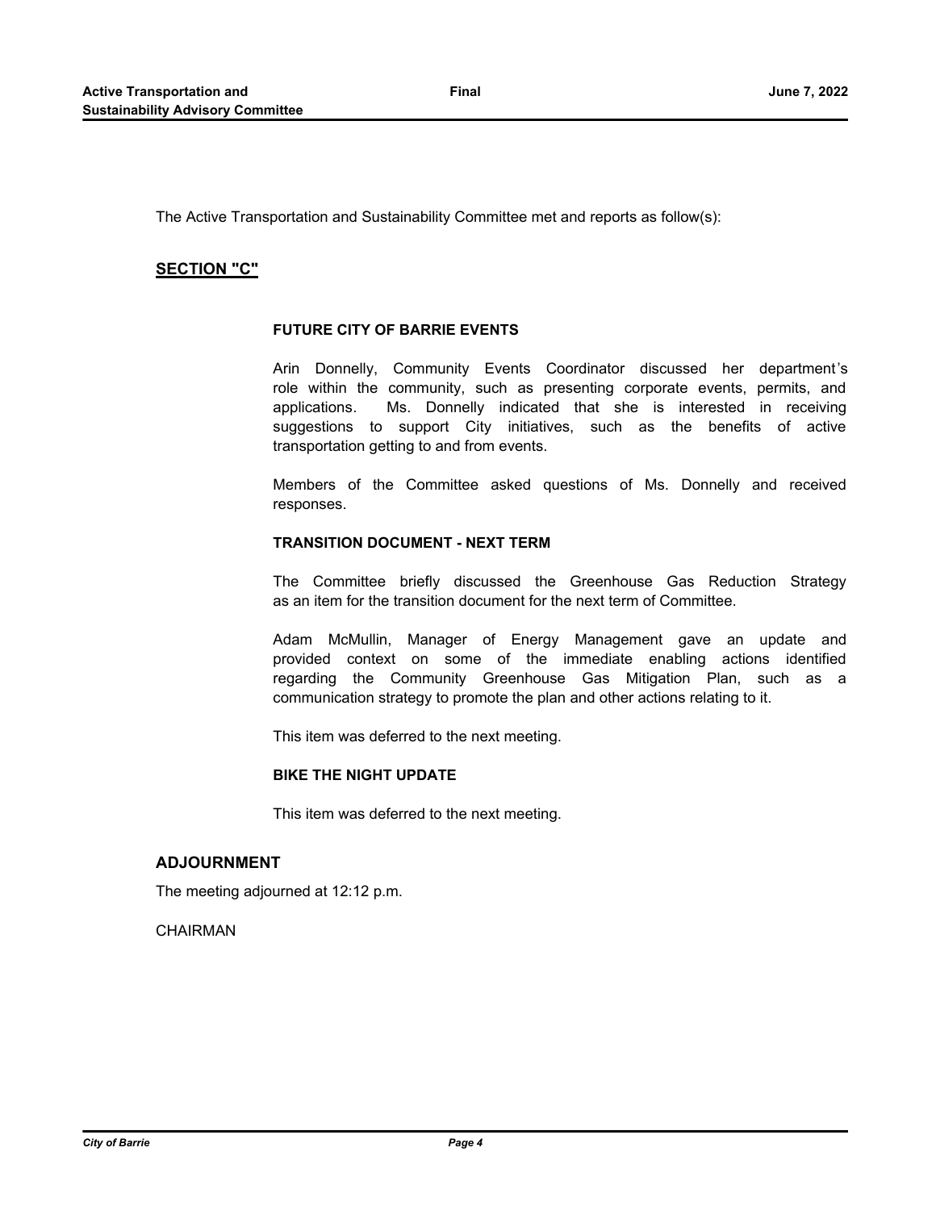The Active Transportation and Sustainability Committee met and reports as follow(s):

## SECTION "C"

### FUTURE CITY OF BARRIE EVENTS

Arin Donnelly, Community Events Coordinator discussed her department's role within the community, such as presenting corporate events, permits, and applications. Ms. Donnelly indicated that she is interested in receiving suggestions to support City initiatives, such as the benefits of active transportation getting to and from events.

Members of the Committee asked questions of Ms. Donnelly and received responses.

### TRANSITION DOCUMENT - NEXT TERM

The Committee briefly discussed the Greenhouse Gas Reduction Strategy as an item for the transition document for the next term of Committee.

Adam McMullin, Manager of Energy Management gave an update and provided context on some of the immediate enabling actions identified regarding the Community Greenhouse Gas Mitigation Plan, such as a communication strategy to promote the plan and other actions relating to it.

This item was deferred to the next meeting.

### BIKE THE NIGHT UPDATE

This item was deferred to the next meeting.

## ADJOURNMENT

The meeting adjourned at 12:12 p.m.

CHAIRMAN